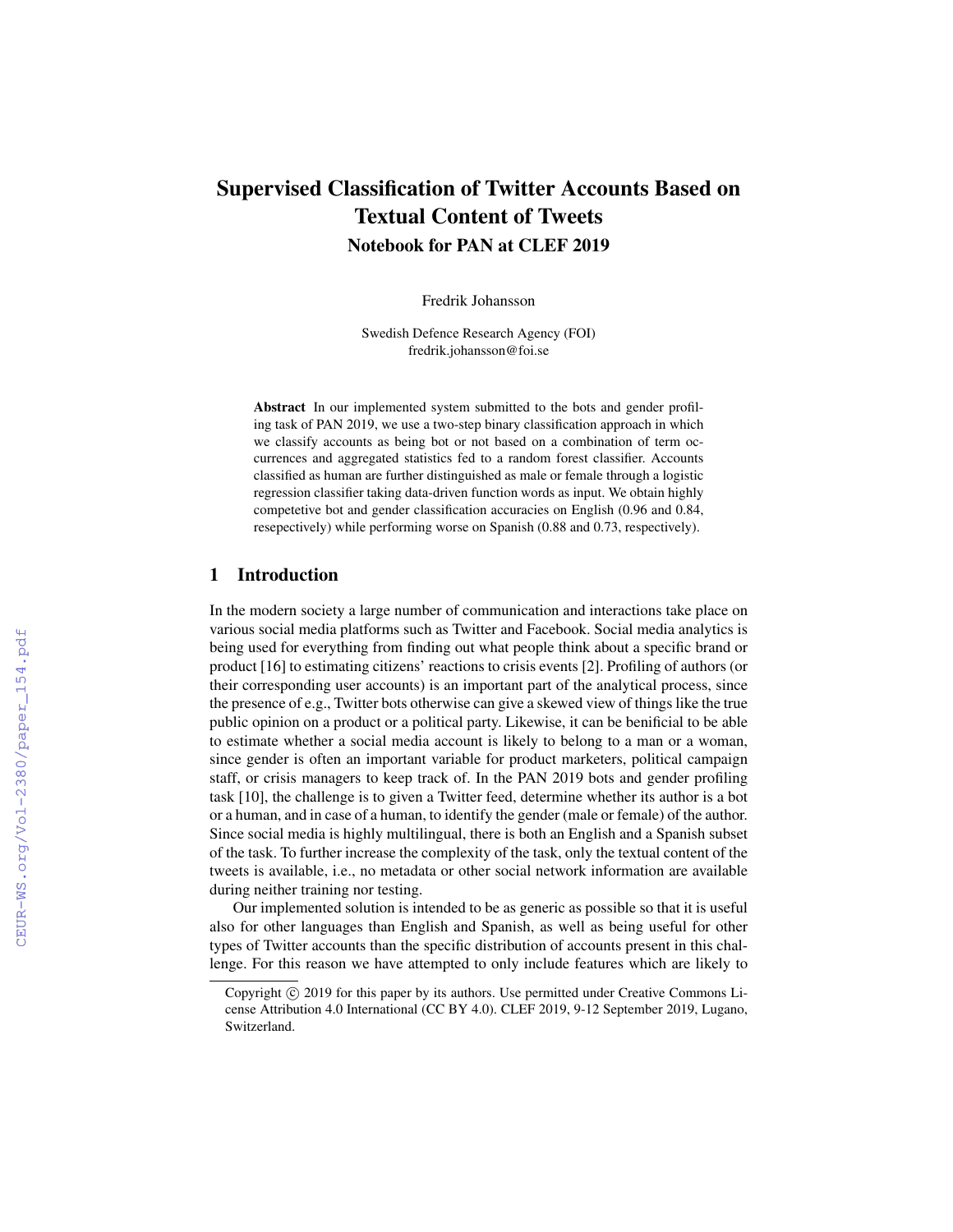# Supervised Classification of Twitter Accounts Based on Textual Content of Tweets

## Notebook for PAN at CLEF 2019

Fredrik Johansson

Swedish Defence Research Agency (FOI)
fredrik.johansson@foi.se

**Abstract** In our implemented system submitted to the bots and gender profiling task of PAN 2019, we use a two-step binary classification approach in which we classify accounts as being bot or not based on a combination of term occurrences and aggregated statistics fed to a random forest classifier. Accounts classified as human are further distinguished as male or female through a logistic regression classifier taking data-driven function words as input. We obtain highly competetive bot and gender classification accuracies on English (0.96 and 0.84, resepectively) while performing worse on Spanish (0.88 and 0.73, respectively).

## 1 Introduction

In the modern society a large number of communication and interactions take place on various social media platforms such as Twitter and Facebook. Social media analytics is being used for everything from finding out what people think about a specific brand or product [16] to estimating citizens' reactions to crisis events [2]. Profiling of authors (or their corresponding user accounts) is an important part of the analytical process, since the presence of e.g., Twitter bots otherwise can give a skewed view of things like the true public opinion on a product or a political party. Likewise, it can be benificial to be able to estimate whether a social media account is likely to belong to a man or a woman, since gender is often an important variable for product marketers, political campaign staff, or crisis managers to keep track of. In the PAN 2019 bots and gender profiling task [10], the challenge is to given a Twitter feed, determine whether its author is a bot or a human, and in case of a human, to identify the gender (male or female) of the author. Since social media is highly multilingual, there is both an English and a Spanish subset of the task. To further increase the complexity of the task, only the textual content of the tweets is available, i.e., no metadata or other social network information are available during neither training nor testing.

Our implemented solution is intended to be as generic as possible so that it is useful also for other languages than English and Spanish, as well as being useful for other types of Twitter accounts than the specific distribution of accounts present in this challenge. For this reason we have attempted to only include features which are likely to

Copyright © 2019 for this paper by its authors. Use permitted under Creative Commons License Attribution 4.0 International (CC BY 4.0). CLEF 2019, 9-12 September 2019, Lugano, Switzerland.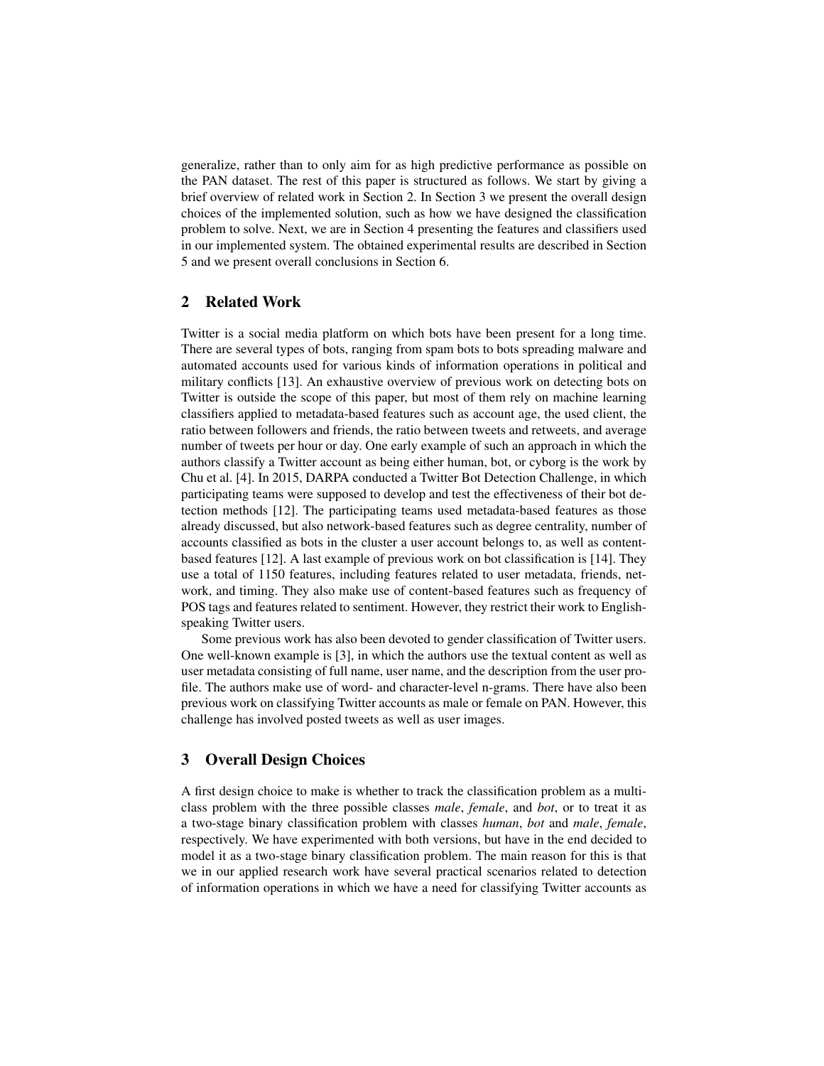generalize, rather than to only aim for as high predictive performance as possible on the PAN dataset. The rest of this paper is structured as follows. We start by giving a brief overview of related work in Section 2. In Section 3 we present the overall design choices of the implemented solution, such as how we have designed the classification problem to solve. Next, we are in Section 4 presenting the features and classifiers used in our implemented system. The obtained experimental results are described in Section 5 and we present overall conclusions in Section 6.

## 2 Related Work

Twitter is a social media platform on which bots have been present for a long time. There are several types of bots, ranging from spam bots to bots spreading malware and automated accounts used for various kinds of information operations in political and military conflicts [13]. An exhaustive overview of previous work on detecting bots on Twitter is outside the scope of this paper, but most of them rely on machine learning classifiers applied to metadata-based features such as account age, the used client, the ratio between followers and friends, the ratio between tweets and retweets, and average number of tweets per hour or day. One early example of such an approach in which the authors classify a Twitter account as being either human, bot, or cyborg is the work by Chu et al. [4]. In 2015, DARPA conducted a Twitter Bot Detection Challenge, in which participating teams were supposed to develop and test the effectiveness of their bot detection methods [12]. The participating teams used metadata-based features as those already discussed, but also network-based features such as degree centrality, number of accounts classified as bots in the cluster a user account belongs to, as well as content-based features [12]. A last example of previous work on bot classification is [14]. They use a total of 1150 features, including features related to user metadata, friends, network, and timing. They also make use of content-based features such as frequency of POS tags and features related to sentiment. However, they restrict their work to English-speaking Twitter users.

Some previous work has also been devoted to gender classification of Twitter users. One well-known example is [3], in which the authors use the textual content as well as user metadata consisting of full name, user name, and the description from the user profile. The authors make use of word- and character-level n-grams. There have also been previous work on classifying Twitter accounts as male or female on PAN. However, this challenge has involved posted tweets as well as user images.

## 3 Overall Design Choices

A first design choice to make is whether to track the classification problem as a multi-class problem with the three possible classes *male*, *female*, and *bot*, or to treat it as a two-stage binary classification problem with classes *human*, *bot* and *male*, *female*, respectively. We have experimented with both versions, but have in the end decided to model it as a two-stage binary classification problem. The main reason for this is that we in our applied research work have several practical scenarios related to detection of information operations in which we have a need for classifying Twitter accounts as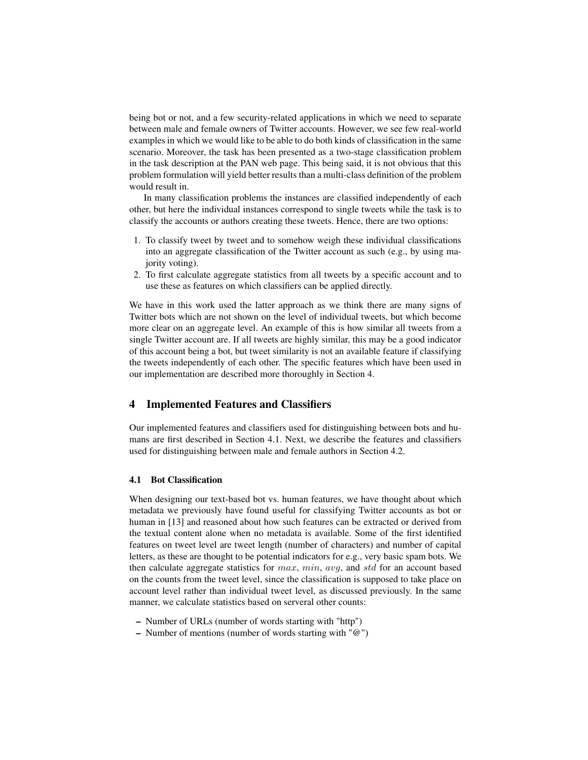being bot or not, and a few security-related applications in which we need to separate between male and female owners of Twitter accounts. However, we see few real-world examples in which we would like to be able to do both kinds of classification in the same scenario. Moreover, the task has been presented as a two-stage classification problem in the task description at the PAN web page. This being said, it is not obvious that this problem formulation will yield better results than a multi-class definition of the problem would result in.

In many classification problems the instances are classified independently of each other, but here the individual instances correspond to single tweets while the task is to classify the accounts or authors creating these tweets. Hence, there are two options:

1. To classify tweet by tweet and to somehow weigh these individual classifications into an aggregate classification of the Twitter account as such (e.g., by using majority voting).
2. To first calculate aggregate statistics from all tweets by a specific account and to use these as features on which classifiers can be applied directly.

We have in this work used the latter approach as we think there are many signs of Twitter bots which are not shown on the level of individual tweets, but which become more clear on an aggregate level. An example of this is how similar all tweets from a single Twitter account are. If all tweets are highly similar, this may be a good indicator of this account being a bot, but tweet similarity is not an available feature if classifying the tweets independently of each other. The specific features which have been used in our implementation are described more thoroughly in Section 4.

## 4 Implemented Features and Classifiers

Our implemented features and classifiers used for distinguishing between bots and humans are first described in Section 4.1. Next, we describe the features and classifiers used for distinguishing between male and female authors in Section 4.2.

### 4.1 Bot Classification

When designing our text-based bot vs. human features, we have thought about which metadata we previously have found useful for classifying Twitter accounts as bot or human in [13] and reasoned about how such features can be extracted or derived from the textual content alone when no metadata is available. Some of the first identified features on tweet level are tweet length (number of characters) and number of capital letters, as these are thought to be potential indicators for e.g., very basic spam bots. We then calculate aggregate statistics for $max$, $min$, $avg$, and $std$ for an account based on the counts from the tweet level, since the classification is supposed to take place on account level rather than individual tweet level, as discussed previously. In the same manner, we calculate statistics based on serveral other counts:

- Number of URLs (number of words starting with "http")
- Number of mentions (number of words starting with "@")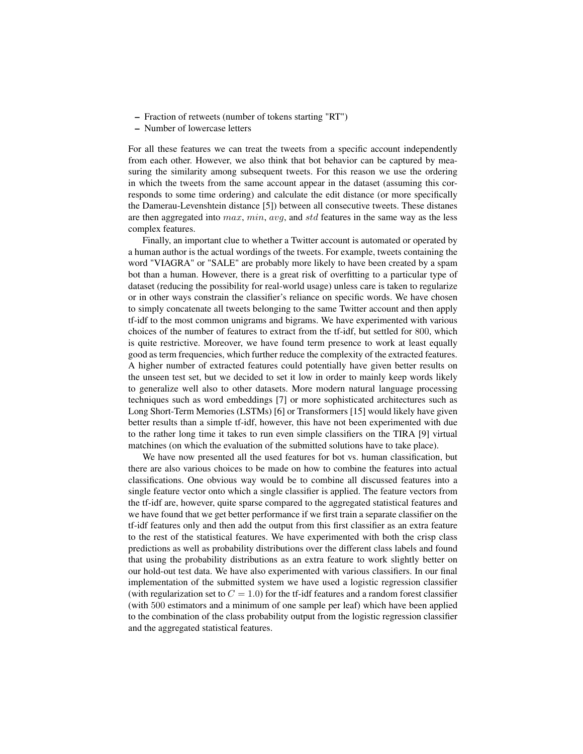- Fraction of retweets (number of tokens starting "RT")
- Number of lowercase letters

For all these features we can treat the tweets from a specific account independently from each other. However, we also think that bot behavior can be captured by measuring the similarity among subsequent tweets. For this reason we use the ordering in which the tweets from the same account appear in the dataset (assuming this corresponds to some time ordering) and calculate the edit distance (or more specifically the Damerau-Levenshtein distance [5]) between all consecutive tweets. These distanes are then aggregated into $max$, $min$, $avg$, and $std$ features in the same way as the less complex features.

Finally, an important clue to whether a Twitter account is automated or operated by a human author is the actual wordings of the tweets. For example, tweets containing the word "VIAGRA" or "SALE" are probably more likely to have been created by a spam bot than a human. However, there is a great risk of overfitting to a particular type of dataset (reducing the possibility for real-world usage) unless care is taken to regularize or in other ways constrain the classifier's reliance on specific words. We have chosen to simply concatenate all tweets belonging to the same Twitter account and then apply tf-idf to the most common unigrams and bigrams. We have experimented with various choices of the number of features to extract from the tf-idf, but settled for 800, which is quite restrictive. Moreover, we have found term presence to work at least equally good as term frequencies, which further reduce the complexity of the extracted features. A higher number of extracted features could potentially have given better results on the unseen test set, but we decided to set it low in order to mainly keep words likely to generalize well also to other datasets. More modern natural language processing techniques such as word embeddings [7] or more sophisticated architectures such as Long Short-Term Memories (LSTMs) [6] or Transformers [15] would likely have given better results than a simple tf-idf, however, this have not been experimented with due to the rather long time it takes to run even simple classifiers on the TIRA [9] virtual matchines (on which the evaluation of the submitted solutions have to take place).

We have now presented all the used features for bot vs. human classification, but there are also various choices to be made on how to combine the features into actual classifications. One obvious way would be to combine all discussed features into a single feature vector onto which a single classifier is applied. The feature vectors from the tf-idf are, however, quite sparse compared to the aggregated statistical features and we have found that we get better performance if we first train a separate classifier on the tf-idf features only and then add the output from this first classifier as an extra feature to the rest of the statistical features. We have experimented with both the crisp class predictions as well as probability distributions over the different class labels and found that using the probability distributions as an extra feature to work slightly better on our hold-out test data. We have also experimented with various classifiers. In our final implementation of the submitted system we have used a logistic regression classifier (with regularization set to $C = 1.0$) for the tf-idf features and a random forest classifier (with 500 estimators and a minimum of one sample per leaf) which have been applied to the combination of the class probability output from the logistic regression classifier and the aggregated statistical features.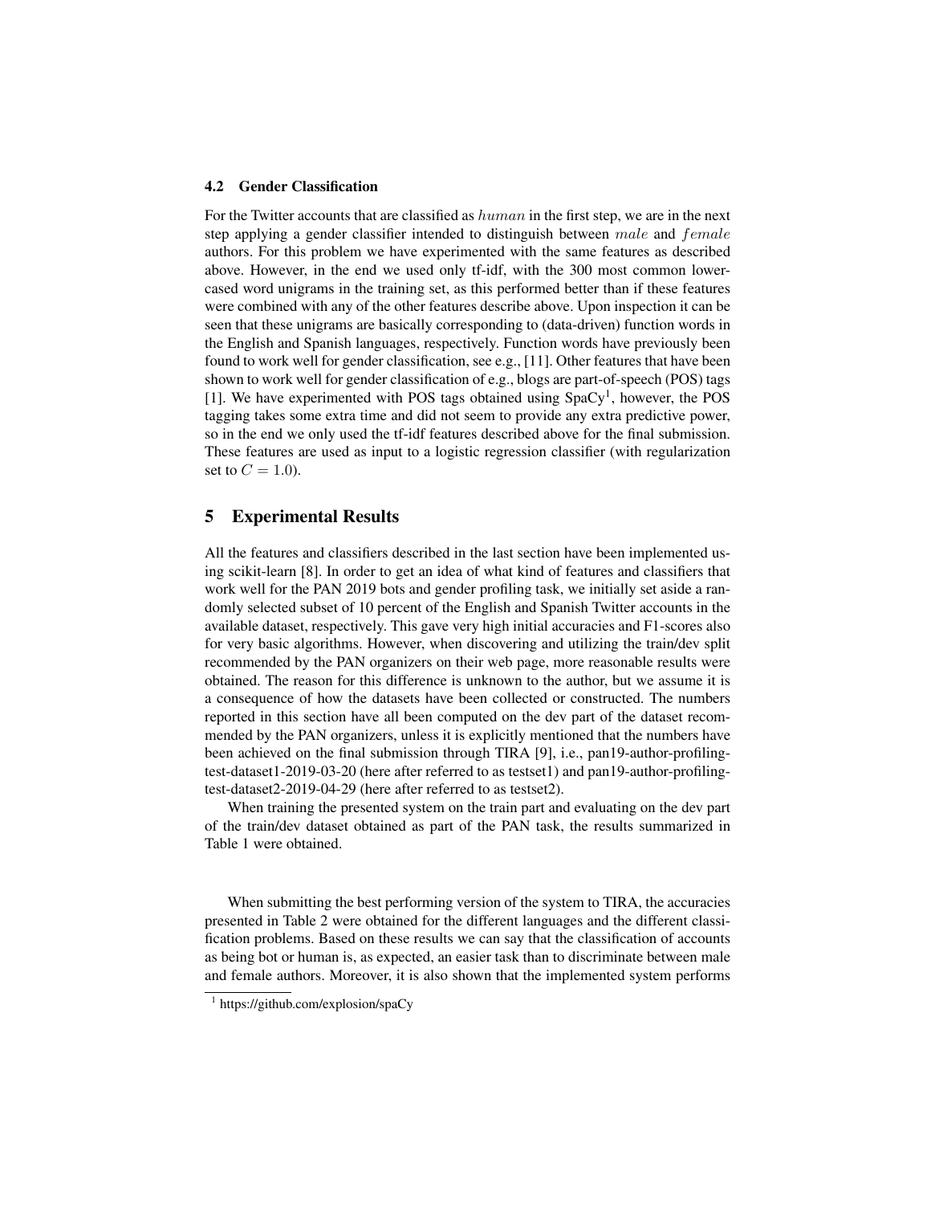### 4.2 Gender Classification

For the Twitter accounts that are classified as $human$ in the first step, we are in the next step applying a gender classifier intended to distinguish between $male$ and $female$ authors. For this problem we have experimented with the same features as described above. However, in the end we used only tf-idf, with the 300 most common lowercased word unigrams in the training set, as this performed better than if these features were combined with any of the other features describe above. Upon inspection it can be seen that these unigrams are basically corresponding to (data-driven) function words in the English and Spanish languages, respectively. Function words have previously been found to work well for gender classification, see e.g., [11]. Other features that have been shown to work well for gender classification of e.g., blogs are part-of-speech (POS) tags [1]. We have experimented with POS tags obtained using SpaCy[1], however, the POS tagging takes some extra time and did not seem to provide any extra predictive power, so in the end we only used the tf-idf features described above for the final submission. These features are used as input to a logistic regression classifier (with regularization set to $C = 1.0$).

## 5 Experimental Results

All the features and classifiers described in the last section have been implemented using scikit-learn [8]. In order to get an idea of what kind of features and classifiers that work well for the PAN 2019 bots and gender profiling task, we initially set aside a randomly selected subset of 10 percent of the English and Spanish Twitter accounts in the available dataset, respectively. This gave very high initial accuracies and F1-scores also for very basic algorithms. However, when discovering and utilizing the train/dev split recommended by the PAN organizers on their web page, more reasonable results were obtained. The reason for this difference is unknown to the author, but we assume it is a consequence of how the datasets have been collected or constructed. The numbers reported in this section have all been computed on the dev part of the dataset recommended by the PAN organizers, unless it is explicitly mentioned that the numbers have been achieved on the final submission through TIRA [9], i.e., pan19-author-profiling-test-dataset1-2019-03-20 (here after referred to as testset1) and pan19-author-profiling-test-dataset2-2019-04-29 (here after referred to as testset2).

When training the presented system on the train part and evaluating on the dev part of the train/dev dataset obtained as part of the PAN task, the results summarized in Table 1 were obtained.

When submitting the best performing version of the system to TIRA, the accuracies presented in Table 2 were obtained for the different languages and the different classification problems. Based on these results we can say that the classification of accounts as being bot or human is, as expected, an easier task than to discriminate between male and female authors. Moreover, it is also shown that the implemented system performs

[1] https://github.com/explosion/spaCy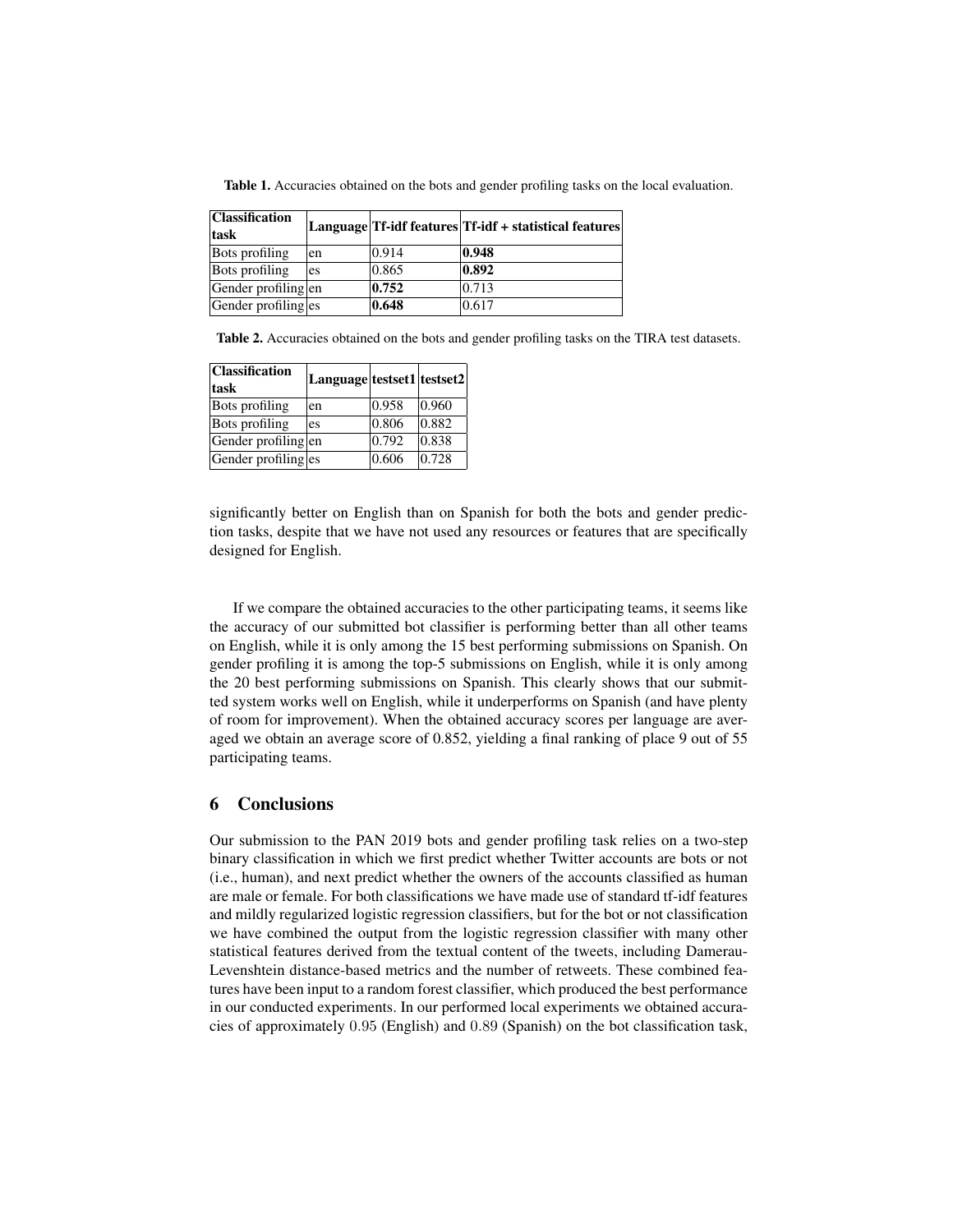**Table 1.** Accuracies obtained on the bots and gender profiling tasks on the local evaluation.

| Classification task | Language | Tf-idf features | Tf-idf + statistical features |
|---|---|---|---|
| Bots profiling | en | 0.914 | **0.948** |
| Bots profiling | es | 0.865 | **0.892** |
| Gender profiling | en | **0.752** | 0.713 |
| Gender profiling | es | **0.648** | 0.617 |

**Table 2.** Accuracies obtained on the bots and gender profiling tasks on the TIRA test datasets.

| Classification task | Language | testset1 | testset2 |
|---|---|---|---|
| Bots profiling | en | 0.958 | 0.960 |
| Bots profiling | es | 0.806 | 0.882 |
| Gender profiling | en | 0.792 | 0.838 |
| Gender profiling | es | 0.606 | 0.728 |

significantly better on English than on Spanish for both the bots and gender prediction tasks, despite that we have not used any resources or features that are specifically designed for English.

If we compare the obtained accuracies to the other participating teams, it seems like the accuracy of our submitted bot classifier is performing better than all other teams on English, while it is only among the 15 best performing submissions on Spanish. On gender profiling it is among the top-5 submissions on English, while it is only among the 20 best performing submissions on Spanish. This clearly shows that our submitted system works well on English, while it underperforms on Spanish (and have plenty of room for improvement). When the obtained accuracy scores per language are averaged we obtain an average score of 0.852, yielding a final ranking of place 9 out of 55 participating teams.

## 6 Conclusions

Our submission to the PAN 2019 bots and gender profiling task relies on a two-step binary classification in which we first predict whether Twitter accounts are bots or not (i.e., human), and next predict whether the owners of the accounts classified as human are male or female. For both classifications we have made use of standard tf-idf features and mildly regularized logistic regression classifiers, but for the bot or not classification we have combined the output from the logistic regression classifier with many other statistical features derived from the textual content of the tweets, including Damerau-Levenshtein distance-based metrics and the number of retweets. These combined features have been input to a random forest classifier, which produced the best performance in our conducted experiments. In our performed local experiments we obtained accuracies of approximately $0.95$ (English) and $0.89$ (Spanish) on the bot classification task,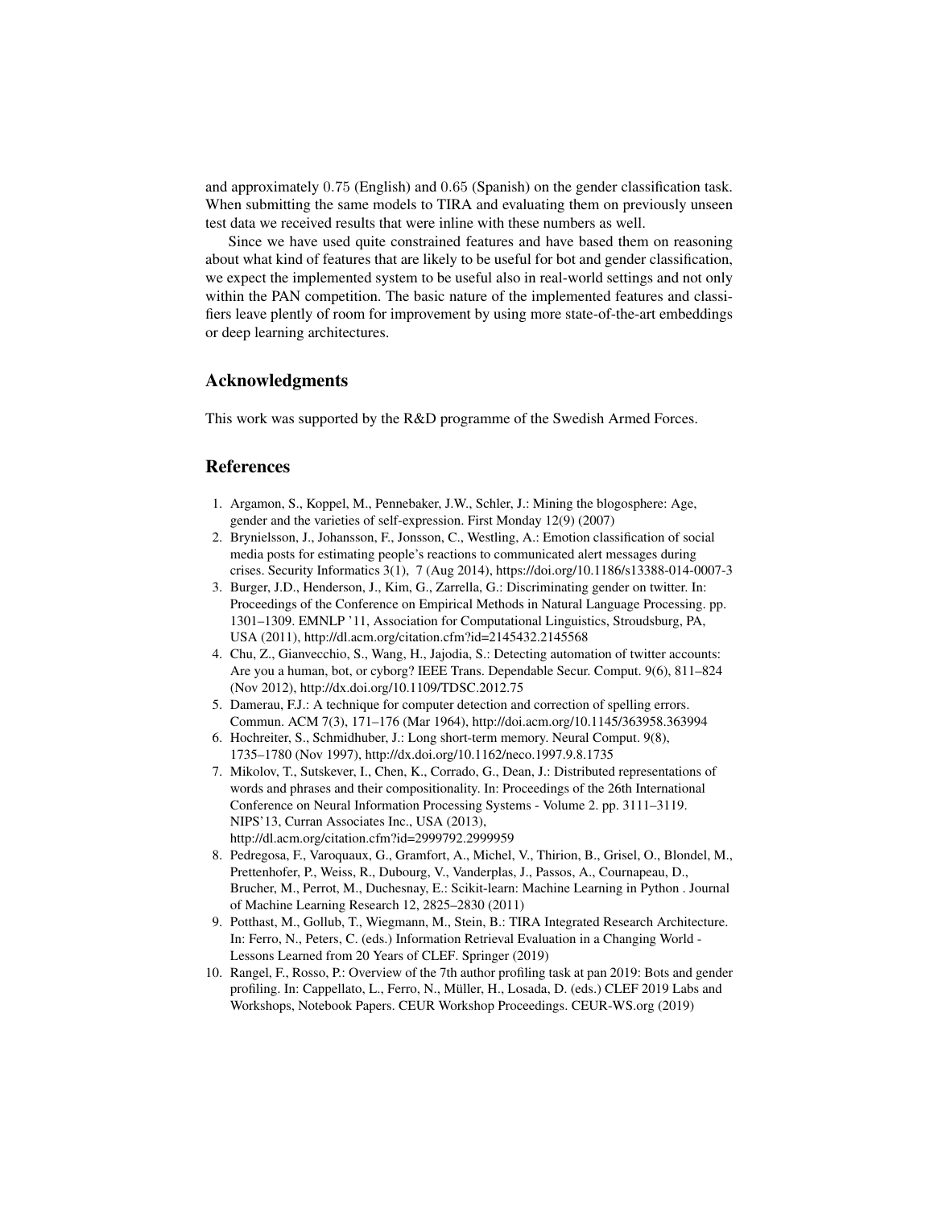and approximately $0.75$ (English) and $0.65$ (Spanish) on the gender classification task. When submitting the same models to TIRA and evaluating them on previously unseen test data we received results that were inline with these numbers as well.

Since we have used quite constrained features and have based them on reasoning about what kind of features that are likely to be useful for bot and gender classification, we expect the implemented system to be useful also in real-world settings and not only within the PAN competition. The basic nature of the implemented features and classifiers leave plently of room for improvement by using more state-of-the-art embeddings or deep learning architectures.

## Acknowledgments

This work was supported by the R&D programme of the Swedish Armed Forces.

## References

1. Argamon, S., Koppel, M., Pennebaker, J.W., Schler, J.: Mining the blogosphere: Age, gender and the varieties of self-expression. First Monday 12(9) (2007)
2. Brynielsson, J., Johansson, F., Jonsson, C., Westling, A.: Emotion classification of social media posts for estimating people's reactions to communicated alert messages during crises. Security Informatics 3(1), 7 (Aug 2014), https://doi.org/10.1186/s13388-014-0007-3
3. Burger, J.D., Henderson, J., Kim, G., Zarrella, G.: Discriminating gender on twitter. In: Proceedings of the Conference on Empirical Methods in Natural Language Processing. pp. 1301–1309. EMNLP '11, Association for Computational Linguistics, Stroudsburg, PA, USA (2011), http://dl.acm.org/citation.cfm?id=2145432.2145568
4. Chu, Z., Gianvecchio, S., Wang, H., Jajodia, S.: Detecting automation of twitter accounts: Are you a human, bot, or cyborg? IEEE Trans. Dependable Secur. Comput. 9(6), 811–824 (Nov 2012), http://dx.doi.org/10.1109/TDSC.2012.75
5. Damerau, F.J.: A technique for computer detection and correction of spelling errors. Commun. ACM 7(3), 171–176 (Mar 1964), http://doi.acm.org/10.1145/363958.363994
6. Hochreiter, S., Schmidhuber, J.: Long short-term memory. Neural Comput. 9(8), 1735–1780 (Nov 1997), http://dx.doi.org/10.1162/neco.1997.9.8.1735
7. Mikolov, T., Sutskever, I., Chen, K., Corrado, G., Dean, J.: Distributed representations of words and phrases and their compositionality. In: Proceedings of the 26th International Conference on Neural Information Processing Systems - Volume 2. pp. 3111–3119. NIPS'13, Curran Associates Inc., USA (2013), http://dl.acm.org/citation.cfm?id=2999792.2999959
8. Pedregosa, F., Varoquaux, G., Gramfort, A., Michel, V., Thirion, B., Grisel, O., Blondel, M., Prettenhofer, P., Weiss, R., Dubourg, V., Vanderplas, J., Passos, A., Cournapeau, D., Brucher, M., Perrot, M., Duchesnay, E.: Scikit-learn: Machine Learning in Python . Journal of Machine Learning Research 12, 2825–2830 (2011)
9. Potthast, M., Gollub, T., Wiegmann, M., Stein, B.: TIRA Integrated Research Architecture. In: Ferro, N., Peters, C. (eds.) Information Retrieval Evaluation in a Changing World - Lessons Learned from 20 Years of CLEF. Springer (2019)
10. Rangel, F., Rosso, P.: Overview of the 7th author profiling task at pan 2019: Bots and gender profiling. In: Cappellato, L., Ferro, N., Müller, H., Losada, D. (eds.) CLEF 2019 Labs and Workshops, Notebook Papers. CEUR Workshop Proceedings. CEUR-WS.org (2019)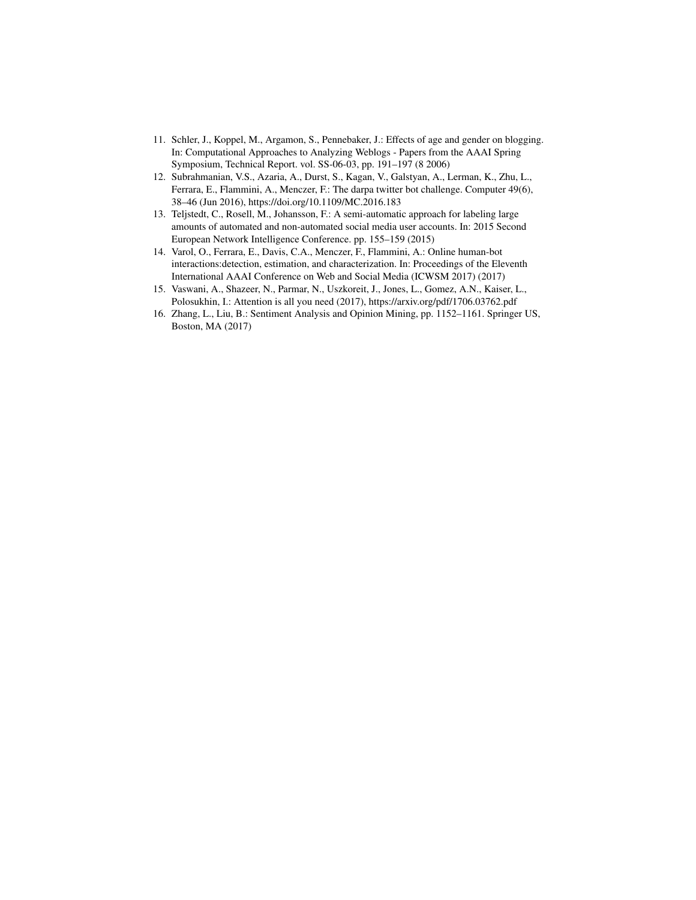11. Schler, J., Koppel, M., Argamon, S., Pennebaker, J.: Effects of age and gender on blogging. In: Computational Approaches to Analyzing Weblogs - Papers from the AAAI Spring Symposium, Technical Report. vol. SS-06-03, pp. 191–197 (8 2006)
12. Subrahmanian, V.S., Azaria, A., Durst, S., Kagan, V., Galstyan, A., Lerman, K., Zhu, L., Ferrara, E., Flammini, A., Menczer, F.: The darpa twitter bot challenge. Computer 49(6), 38–46 (Jun 2016), https://doi.org/10.1109/MC.2016.183
13. Teljstedt, C., Rosell, M., Johansson, F.: A semi-automatic approach for labeling large amounts of automated and non-automated social media user accounts. In: 2015 Second European Network Intelligence Conference. pp. 155–159 (2015)
14. Varol, O., Ferrara, E., Davis, C.A., Menczer, F., Flammini, A.: Online human-bot interactions:detection, estimation, and characterization. In: Proceedings of the Eleventh International AAAI Conference on Web and Social Media (ICWSM 2017) (2017)
15. Vaswani, A., Shazeer, N., Parmar, N., Uszkoreit, J., Jones, L., Gomez, A.N., Kaiser, L., Polosukhin, I.: Attention is all you need (2017), https://arxiv.org/pdf/1706.03762.pdf
16. Zhang, L., Liu, B.: Sentiment Analysis and Opinion Mining, pp. 1152–1161. Springer US, Boston, MA (2017)